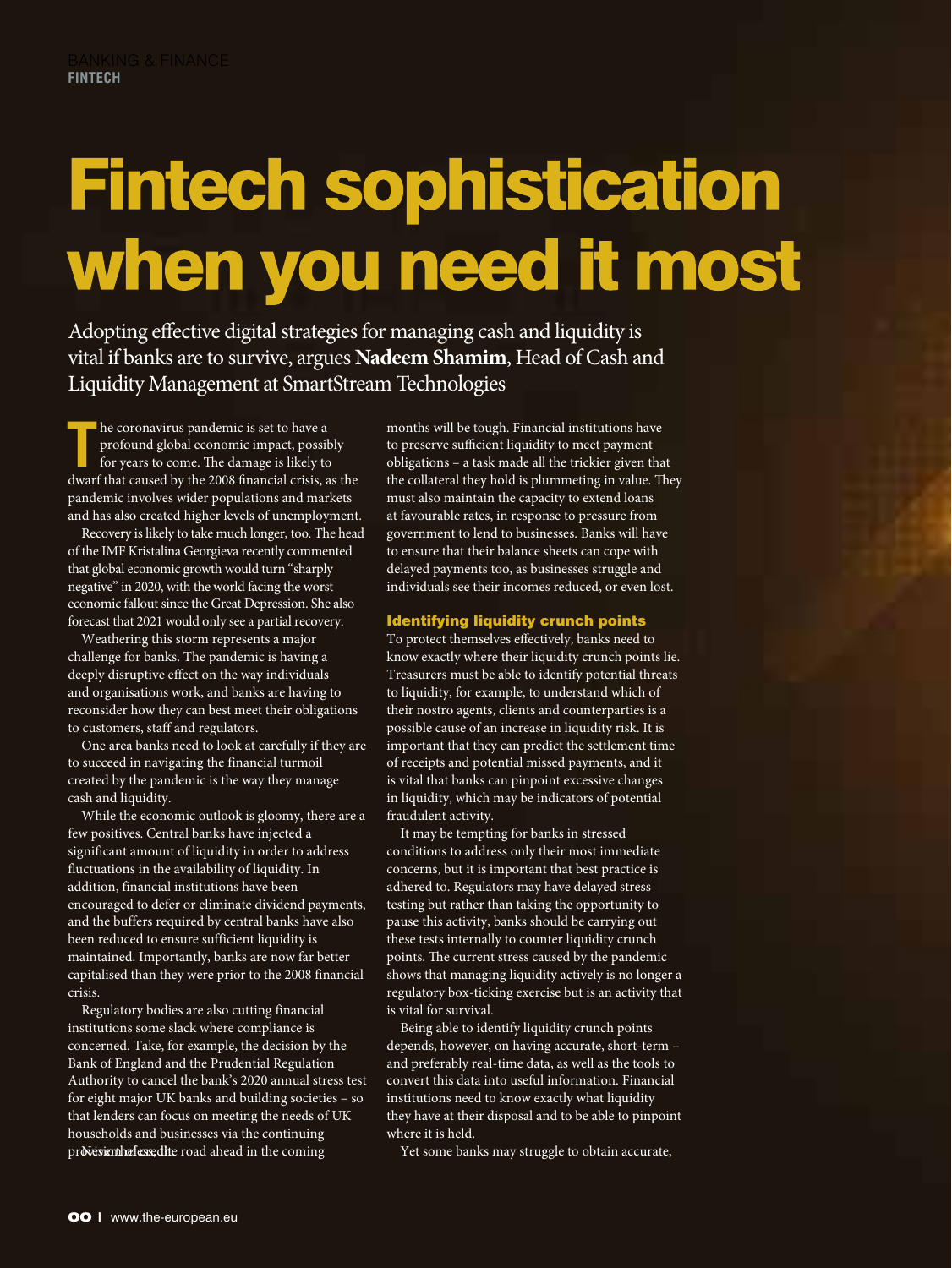# Fintech sophistication when you need it most

Adopting effective digital strategies for managing cash and liquidity is vital if banks are to survive, argues **Nadeem Shamim**, Head of Cash and Liquidity Management at SmartStream Technologies

The coronavirus pandemic is set to have a profound global economic impact, possibly for years to come. The damage is likely to dwarf that caused by the 2008 financial crisis, as the pandemic involves wider populations and markets and has also created higher levels of unemployment.

Recovery is likely to take much longer, too. The head of the IMF Kristalina Georgieva recently commented that global economic growth would turn "sharply negative" in 2020, with the world facing the worst economic fallout since the Great Depression. She also forecast that 2021 would only see a partial recovery.

Weathering this storm represents a major challenge for banks. The pandemic is having a deeply disruptive effect on the way individuals and organisations work, and banks are having to reconsider how they can best meet their obligations to customers, staff and regulators.

One area banks need to look at carefully if they are to succeed in navigating the financial turmoil created by the pandemic is the way they manage cash and liquidity.

While the economic outlook is gloomy, there are a few positives. Central banks have injected a significant amount of liquidity in order to address fluctuations in the availability of liquidity. In addition, financial institutions have been encouraged to defer or eliminate dividend payments, and the buffers required by central banks have also been reduced to ensure sufficient liquidity is maintained. Importantly, banks are now far better capitalised than they were prior to the 2008 financial crisis.

Regulatory bodies are also cutting financial institutions some slack where compliance is concerned. Take, for example, the decision by the Bank of England and the Prudential Regulation Authority to cancel the bank's 2020 annual stress test for eight major UK banks and building societies – so that lenders can focus on meeting the needs of UK households and businesses via the continuing provision of credit. Nevertheless, the road ahead in the coming months will be tough. Financial institutions have to preserve sufficient liquidity to meet payment obligations – a task made all the trickier given that the collateral they hold is plummeting in value. They must also maintain the capacity to extend loans at favourable rates, in response to pressure from government to lend to businesses. Banks will have to ensure that their balance sheets can cope with delayed payments too, as businesses struggle and individuals see their incomes reduced, or even lost.

## Identifying liquidity crunch points

To protect themselves effectively, banks need to know exactly where their liquidity crunch points lie. Treasurers must be able to identify potential threats to liquidity, for example, to understand which of their nostro agents, clients and counterparties is a possible cause of an increase in liquidity risk. It is important that they can predict the settlement time of receipts and potential missed payments, and it is vital that banks can pinpoint excessive changes in liquidity, which may be indicators of potential fraudulent activity.

It may be tempting for banks in stressed conditions to address only their most immediate concerns, but it is important that best practice is adhered to. Regulators may have delayed stress testing but rather than taking the opportunity to pause this activity, banks should be carrying out these tests internally to counter liquidity crunch points. The current stress caused by the pandemic shows that managing liquidity actively is no longer a regulatory box-ticking exercise but is an activity that is vital for survival.

Being able to identify liquidity crunch points depends, however, on having accurate, short-term – and preferably real-time data, as well as the tools to convert this data into useful information. Financial institutions need to know exactly what liquidity they have at their disposal and to be able to pinpoint where it is held.

Yet some banks may struggle to obtain accurate,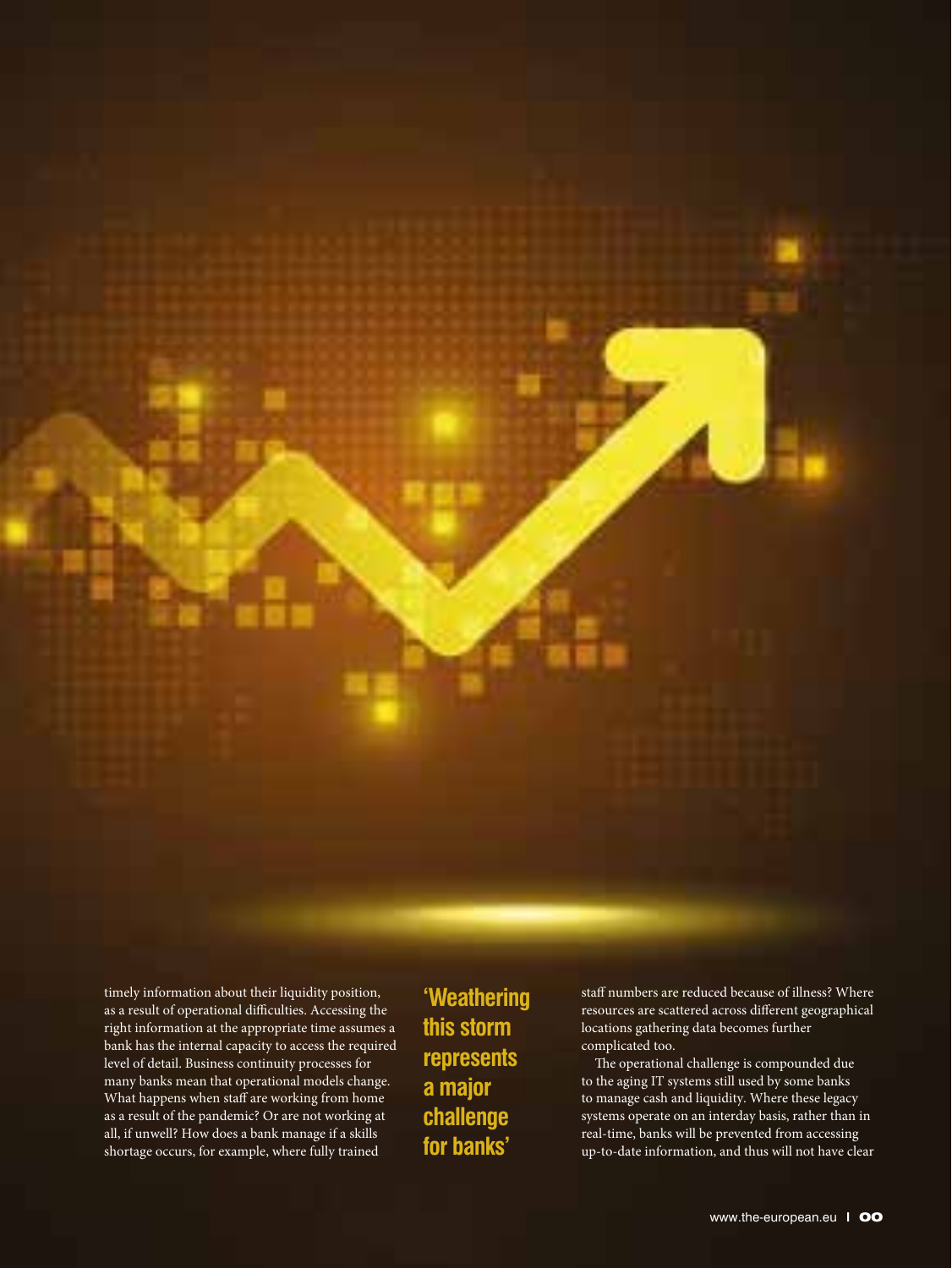timely information about their liquidity position, as a result of operational difficulties. Accessing the right information at the appropriate time assumes a bank has the internal capacity to access the required level of detail. Business continuity processes for many banks mean that operational models change. What happens when staff are working from home as a result of the pandemic? Or are not working at all, if unwell? How does a bank manage if a skills shortage occurs, for example, where fully trained staff numbers are reduced because of illness? Where resources are scattered across different geographical locations gathering data becomes further complicated too.

**'Weathering this storm represents a major challenge for banks'**

The operational challenge is compounded due to the aging IT systems still used by some banks to manage cash and liquidity. Where these legacy systems operate on an interday basis, rather than in real-time, banks will be prevented from accessing up-to-date information, and thus will not have clear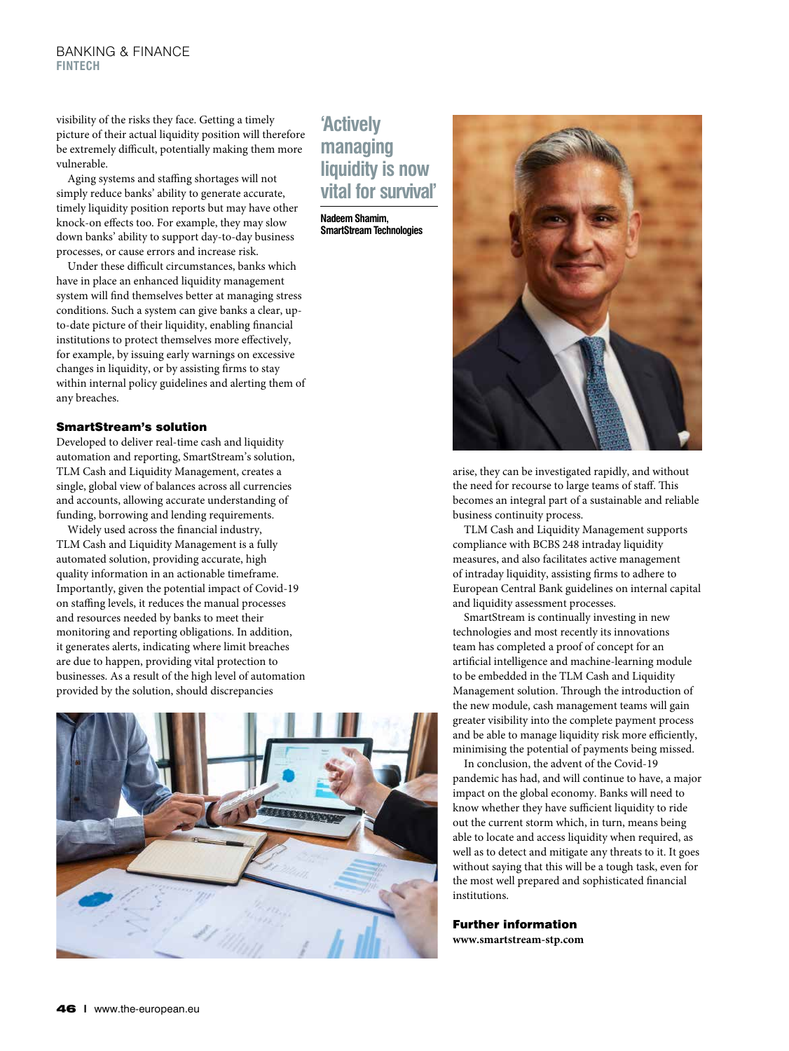visibility of the risks they face. Getting a timely picture of their actual liquidity position will therefore be extremely difficult, potentially making them more vulnerable.

Aging systems and staffing shortages will not simply reduce banks' ability to generate accurate, timely liquidity position reports but may have other knock-on effects too. For example, they may slow down banks' ability to support day-to-day business processes, or cause errors and increase risk.

Under these difficult circumstances, banks which have in place an enhanced liquidity management system will find themselves better at managing stress conditions. Such a system can give banks a clear, up-to-date picture of their liquidity, enabling financial institutions to protect themselves more effectively, for example, by issuing early warnings on excessive changes in liquidity, or by assisting firms to stay within internal policy guidelines and alerting them of any breaches.

**'Actively managing liquidity is now vital for survival'**

**Nadeem Shamim, SmartStream Technologies**

### SmartStream's solution

Developed to deliver real-time cash and liquidity automation and reporting, SmartStream's solution, TLM Cash and Liquidity Management, creates a single, global view of balances across all currencies and accounts, allowing accurate understanding of funding, borrowing and lending requirements.

Widely used across the financial industry, TLM Cash and Liquidity Management is a fully automated solution, providing accurate, high quality information in an actionable timeframe. Importantly, given the potential impact of Covid-19 on staffing levels, it reduces the manual processes and resources needed by banks to meet their monitoring and reporting obligations. In addition, it generates alerts, indicating where limit breaches are due to happen, providing vital protection to businesses. As a result of the high level of automation provided by the solution, should discrepancies arise, they can be investigated rapidly, and without the need for recourse to large teams of staff. This becomes an integral part of a sustainable and reliable business continuity process.

TLM Cash and Liquidity Management supports compliance with BCBS 248 intraday liquidity measures, and also facilitates active management of intraday liquidity, assisting firms to adhere to European Central Bank guidelines on internal capital and liquidity assessment processes.

SmartStream is continually investing in new technologies and most recently its innovations team has completed a proof of concept for an artificial intelligence and machine-learning module to be embedded in the TLM Cash and Liquidity Management solution. Through the introduction of the new module, cash management teams will gain greater visibility into the complete payment process and be able to manage liquidity risk more efficiently, minimising the potential of payments being missed.

In conclusion, the advent of the Covid-19 pandemic has had, and will continue to have, a major impact on the global economy. Banks will need to know whether they have sufficient liquidity to ride out the current storm which, in turn, means being able to locate and access liquidity when required, as well as to detect and mitigate any threats to it. It goes without saying that this will be a tough task, even for the most well prepared and sophisticated financial institutions.

### Further information

**www.smartstream-stp.com**